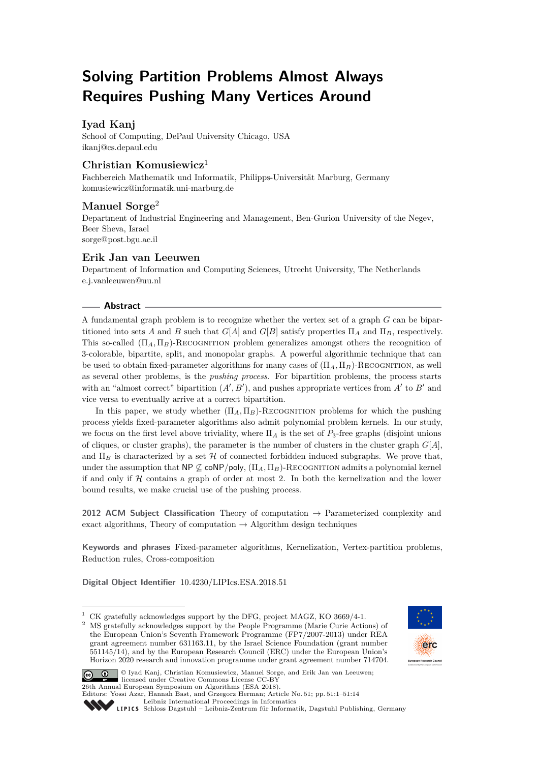# Solving Partition Problems Almost Always Requires Pushing Many Vertices Around

## Iyad Kanj

School of Computing, DePaul University Chicago, USA
ikanj@cs.depaul.edu

## Christian Komusiewicz[1]

Fachbereich Mathematik und Informatik, Philipps-Universität Marburg, Germany
komusiewicz@informatik.uni-marburg.de

## Manuel Sorge[2]

Department of Industrial Engineering and Management, Ben-Gurion University of the Negev, Beer Sheva, Israel
sorge@post.bgu.ac.il

## Erik Jan van Leeuwen

Department of Information and Computing Sciences, Utrecht University, The Netherlands
e.j.vanleeuwen@uu.nl

## Abstract

A fundamental graph problem is to recognize whether the vertex set of a graph $G$ can be bipartitioned into sets $A$ and $B$ such that $G[A]$ and $G[B]$ satisfy properties $\Pi_A$ and $\Pi_B$, respectively. This so-called $(\Pi_A, \Pi_B)$-Recognition problem generalizes amongst others the recognition of 3-colorable, bipartite, split, and monopolar graphs. A powerful algorithmic technique that can be used to obtain fixed-parameter algorithms for many cases of $(\Pi_A, \Pi_B)$-Recognition, as well as several other problems, is the *pushing process*. For bipartition problems, the process starts with an "almost correct" bipartition $(A', B')$, and pushes appropriate vertices from $A'$ to $B'$ and vice versa to eventually arrive at a correct bipartition.

In this paper, we study whether $(\Pi_A, \Pi_B)$-Recognition problems for which the pushing process yields fixed-parameter algorithms also admit polynomial problem kernels. In our study, we focus on the first level above triviality, where $\Pi_A$ is the set of $P_3$-free graphs (disjoint unions of cliques, or cluster graphs), the parameter is the number of clusters in the cluster graph $G[A]$, and $\Pi_B$ is characterized by a set $\mathcal{H}$ of connected forbidden induced subgraphs. We prove that, under the assumption that NP $\not\subseteq$ coNP/poly, $(\Pi_A, \Pi_B)$-Recognition admits a polynomial kernel if and only if $\mathcal{H}$ contains a graph of order at most 2. In both the kernelization and the lower bound results, we make crucial use of the pushing process.

**2012 ACM Subject Classification** Theory of computation → Parameterized complexity and exact algorithms, Theory of computation → Algorithm design techniques

**Keywords and phrases** Fixed-parameter algorithms, Kernelization, Vertex-partition problems, Reduction rules, Cross-composition

**Digital Object Identifier** 10.4230/LIPIcs.ESA.2018.51

[1] CK gratefully acknowledges support by the DFG, project MAGZ, KO 3669/4-1.

[2] MS gratefully acknowledges support by the People Programme (Marie Curie Actions) of the European Union's Seventh Framework Programme (FP7/2007-2013) under REA grant agreement number 631163.11, by the Israel Science Foundation (grant number 551145/14), and by the European Research Council (ERC) under the European Union's Horizon 2020 research and innovation programme under grant agreement number 714704.

© Iyad Kanj, Christian Komusiewicz, Manuel Sorge, and Erik Jan van Leeuwen; licensed under Creative Commons License CC-BY
26th Annual European Symposium on Algorithms (ESA 2018).
Editors: Yossi Azar, Hannah Bast, and Grzegorz Herman; Article No. 51; pp. 51:1–51:14
Leibniz International Proceedings in Informatics
Schloss Dagstuhl – Leibniz-Zentrum für Informatik, Dagstuhl Publishing, Germany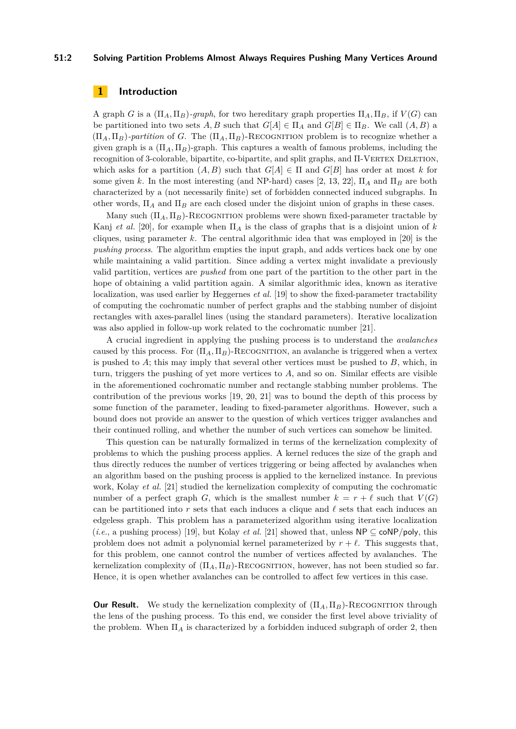## 1 Introduction

A graph $G$ is a $(\Pi_A, \Pi_B)$*-graph*, for two hereditary graph properties $\Pi_A, \Pi_B$, if $V(G)$ can be partitioned into two sets $A, B$ such that $G[A] \in \Pi_A$ and $G[B] \in \Pi_B$. We call $(A, B)$ a $(\Pi_A, \Pi_B)$*-partition* of $G$. The $(\Pi_A, \Pi_B)$-Recognition problem is to recognize whether a given graph is a $(\Pi_A, \Pi_B)$-graph. This captures a wealth of famous problems, including the recognition of 3-colorable, bipartite, co-bipartite, and split graphs, and $\Pi$-Vertex Deletion, which asks for a partition $(A, B)$ such that $G[A] \in \Pi$ and $G[B]$ has order at most $k$ for some given $k$. In the most interesting (and NP-hard) cases [2, 13, 22], $\Pi_A$ and $\Pi_B$ are both characterized by a (not necessarily finite) set of forbidden connected induced subgraphs. In other words, $\Pi_A$ and $\Pi_B$ are each closed under the disjoint union of graphs in these cases.

Many such $(\Pi_A, \Pi_B)$-Recognition problems were shown fixed-parameter tractable by Kanj *et al.* [20], for example when $\Pi_A$ is the class of graphs that is a disjoint union of $k$ cliques, using parameter $k$. The central algorithmic idea that was employed in [20] is the *pushing process*. The algorithm empties the input graph, and adds vertices back one by one while maintaining a valid partition. Since adding a vertex might invalidate a previously valid partition, vertices are *pushed* from one part of the partition to the other part in the hope of obtaining a valid partition again. A similar algorithmic idea, known as iterative localization, was used earlier by Heggernes *et al.* [19] to show the fixed-parameter tractability of computing the cochromatic number of perfect graphs and the stabbing number of disjoint rectangles with axes-parallel lines (using the standard parameters). Iterative localization was also applied in follow-up work related to the cochromatic number [21].

A crucial ingredient in applying the pushing process is to understand the *avalanches* caused by this process. For $(\Pi_A, \Pi_B)$-Recognition, an avalanche is triggered when a vertex is pushed to $A$; this may imply that several other vertices must be pushed to $B$, which, in turn, triggers the pushing of yet more vertices to $A$, and so on. Similar effects are visible in the aforementioned cochromatic number and rectangle stabbing number problems. The contribution of the previous works [19, 20, 21] was to bound the depth of this process by some function of the parameter, leading to fixed-parameter algorithms. However, such a bound does not provide an answer to the question of which vertices trigger avalanches and their continued rolling, and whether the number of such vertices can somehow be limited.

This question can be naturally formalized in terms of the kernelization complexity of problems to which the pushing process applies. A kernel reduces the size of the graph and thus directly reduces the number of vertices triggering or being affected by avalanches when an algorithm based on the pushing process is applied to the kernelized instance. In previous work, Kolay *et al.* [21] studied the kernelization complexity of computing the cochromatic number of a perfect graph $G$, which is the smallest number $k = r + \ell$ such that $V(G)$ can be partitioned into $r$ sets that each induces a clique and $\ell$ sets that each induces an edgeless graph. This problem has a parameterized algorithm using iterative localization (*i.e.*, a pushing process) [19], but Kolay *et al.* [21] showed that, unless $\mathsf{NP} \subseteq \mathsf{coNP/poly}$, this problem does not admit a polynomial kernel parameterized by $r + \ell$. This suggests that, for this problem, one cannot control the number of vertices affected by avalanches. The kernelization complexity of $(\Pi_A, \Pi_B)$-Recognition, however, has not been studied so far. Hence, it is open whether avalanches can be controlled to affect few vertices in this case.

**Our Result.** We study the kernelization complexity of $(\Pi_A, \Pi_B)$-Recognition through the lens of the pushing process. To this end, we consider the first level above triviality of the problem. When $\Pi_A$ is characterized by a forbidden induced subgraph of order 2, then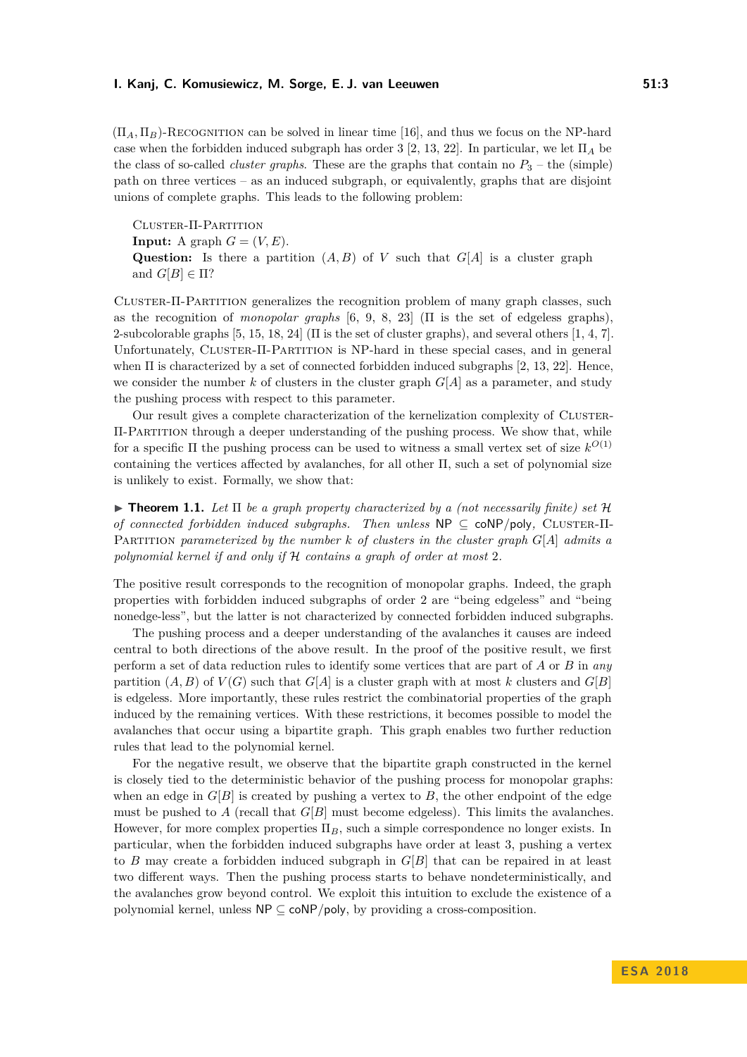$(\Pi_A, \Pi_B)$-Recognition can be solved in linear time [16], and thus we focus on the NP-hard case when the forbidden induced subgraph has order 3 [2, 13, 22]. In particular, we let $\Pi_A$ be the class of so-called *cluster graphs*. These are the graphs that contain no $P_3$ – the (simple) path on three vertices – as an induced subgraph, or equivalently, graphs that are disjoint unions of complete graphs. This leads to the following problem:

> Cluster-Π-Partition
> **Input:** A graph $G = (V, E)$.
> **Question:** Is there a partition $(A, B)$ of $V$ such that $G[A]$ is a cluster graph and $G[B] \in \Pi$?

Cluster-Π-Partition generalizes the recognition problem of many graph classes, such as the recognition of *monopolar graphs* [6, 9, 8, 23] (Π is the set of edgeless graphs), 2-subcolorable graphs [5, 15, 18, 24] (Π is the set of cluster graphs), and several others [1, 4, 7]. Unfortunately, Cluster-Π-Partition is NP-hard in these special cases, and in general when Π is characterized by a set of connected forbidden induced subgraphs [2, 13, 22]. Hence, we consider the number $k$ of clusters in the cluster graph $G[A]$ as a parameter, and study the pushing process with respect to this parameter.

Our result gives a complete characterization of the kernelization complexity of Cluster-Π-Partition through a deeper understanding of the pushing process. We show that, while for a specific Π the pushing process can be used to witness a small vertex set of size $k^{O(1)}$ containing the vertices affected by avalanches, for all other Π, such a set of polynomial size is unlikely to exist. Formally, we show that:

▶ **Theorem 1.1.** *Let Π be a graph property characterized by a (not necessarily finite) set $\mathcal{H}$ of connected forbidden induced subgraphs. Then unless* NP ⊆ coNP/poly*,* Cluster-Π-Partition *parameterized by the number $k$ of clusters in the cluster graph $G[A]$ admits a polynomial kernel if and only if $\mathcal{H}$ contains a graph of order at most* 2*.*

The positive result corresponds to the recognition of monopolar graphs. Indeed, the graph properties with forbidden induced subgraphs of order 2 are "being edgeless" and "being nonedge-less", but the latter is not characterized by connected forbidden induced subgraphs.

The pushing process and a deeper understanding of the avalanches it causes are indeed central to both directions of the above result. In the proof of the positive result, we first perform a set of data reduction rules to identify some vertices that are part of $A$ or $B$ in *any* partition $(A, B)$ of $V(G)$ such that $G[A]$ is a cluster graph with at most $k$ clusters and $G[B]$ is edgeless. More importantly, these rules restrict the combinatorial properties of the graph induced by the remaining vertices. With these restrictions, it becomes possible to model the avalanches that occur using a bipartite graph. This graph enables two further reduction rules that lead to the polynomial kernel.

For the negative result, we observe that the bipartite graph constructed in the kernel is closely tied to the deterministic behavior of the pushing process for monopolar graphs: when an edge in $G[B]$ is created by pushing a vertex to $B$, the other endpoint of the edge must be pushed to $A$ (recall that $G[B]$ must become edgeless). This limits the avalanches. However, for more complex properties $\Pi_B$, such a simple correspondence no longer exists. In particular, when the forbidden induced subgraphs have order at least 3, pushing a vertex to $B$ may create a forbidden induced subgraph in $G[B]$ that can be repaired in at least two different ways. Then the pushing process starts to behave nondeterministically, and the avalanches grow beyond control. We exploit this intuition to exclude the existence of a polynomial kernel, unless NP ⊆ coNP/poly, by providing a cross-composition.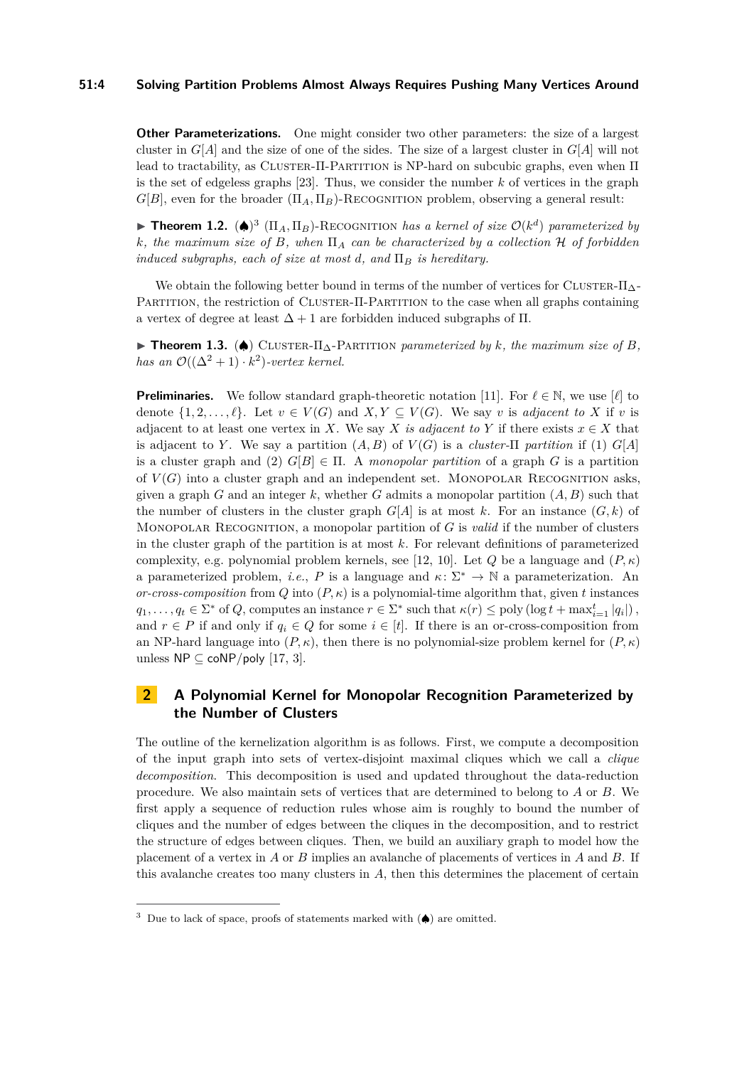**Other Parameterizations.** One might consider two other parameters: the size of a largest cluster in $G[A]$ and the size of one of the sides. The size of a largest cluster in $G[A]$ will not lead to tractability, as Cluster-Π-Partition is NP-hard on subcubic graphs, even when Π is the set of edgeless graphs [23]. Thus, we consider the number $k$ of vertices in the graph $G[B]$, even for the broader $(\Pi_A, \Pi_B)$-Recognition problem, observing a general result:

▶ **Theorem 1.2.** (♠)[3] *$(\Pi_A, \Pi_B)$-Recognition has a kernel of size $\mathcal{O}(k^d)$ parameterized by $k$, the maximum size of $B$, when $\Pi_A$ can be characterized by a collection $\mathcal{H}$ of forbidden induced subgraphs, each of size at most $d$, and $\Pi_B$ is hereditary.*

We obtain the following better bound in terms of the number of vertices for Cluster-$\Pi_\Delta$-Partition, the restriction of Cluster-Π-Partition to the case when all graphs containing a vertex of degree at least $\Delta + 1$ are forbidden induced subgraphs of Π.

▶ **Theorem 1.3.** (♠) *Cluster-$\Pi_\Delta$-Partition parameterized by $k$, the maximum size of $B$, has an $\mathcal{O}((\Delta^2 + 1) \cdot k^2)$-vertex kernel.*

**Preliminaries.** We follow standard graph-theoretic notation [11]. For $\ell \in \mathbb{N}$, we use $[\ell]$ to denote $\{1, 2, \dots, \ell\}$. Let $v \in V(G)$ and $X, Y \subseteq V(G)$. We say $v$ is *adjacent to* $X$ if $v$ is adjacent to at least one vertex in $X$. We say $X$ *is adjacent to* $Y$ if there exists $x \in X$ that is adjacent to $Y$. We say a partition $(A, B)$ of $V(G)$ is a *cluster-Π partition* if (1) $G[A]$ is a cluster graph and (2) $G[B] \in \Pi$. A *monopolar partition* of a graph $G$ is a partition of $V(G)$ into a cluster graph and an independent set. Monopolar Recognition asks, given a graph $G$ and an integer $k$, whether $G$ admits a monopolar partition $(A, B)$ such that the number of clusters in the cluster graph $G[A]$ is at most $k$. For an instance $(G, k)$ of Monopolar Recognition, a monopolar partition of $G$ is *valid* if the number of clusters in the cluster graph of the partition is at most $k$. For relevant definitions of parameterized complexity, e.g. polynomial problem kernels, see [12, 10]. Let $Q$ be a language and $(P, \kappa)$ a parameterized problem, *i.e.*, $P$ is a language and $\kappa \colon \Sigma^* \to \mathbb{N}$ a parameterization. An *or-cross-composition* from $Q$ into $(P, \kappa)$ is a polynomial-time algorithm that, given $t$ instances $q_1, \dots, q_t \in \Sigma^*$ of $Q$, computes an instance $r \in \Sigma^*$ such that $\kappa(r) \leq \text{poly}(\log t + \max_{i=1}^{t} |q_i|)$, and $r \in P$ if and only if $q_i \in Q$ for some $i \in [t]$. If there is an or-cross-composition from an NP-hard language into $(P, \kappa)$, then there is no polynomial-size problem kernel for $(P, \kappa)$ unless $\mathsf{NP} \subseteq \mathsf{coNP/poly}$ [17, 3].

## 2 A Polynomial Kernel for Monopolar Recognition Parameterized by the Number of Clusters

The outline of the kernelization algorithm is as follows. First, we compute a decomposition of the input graph into sets of vertex-disjoint maximal cliques which we call a *clique decomposition*. This decomposition is used and updated throughout the data-reduction procedure. We also maintain sets of vertices that are determined to belong to $A$ or $B$. We first apply a sequence of reduction rules whose aim is roughly to bound the number of cliques and the number of edges between the cliques in the decomposition, and to restrict the structure of edges between cliques. Then, we build an auxiliary graph to model how the placement of a vertex in $A$ or $B$ implies an avalanche of placements of vertices in $A$ and $B$. If this avalanche creates too many clusters in $A$, then this determines the placement of certain

[3] Due to lack of space, proofs of statements marked with (♠) are omitted.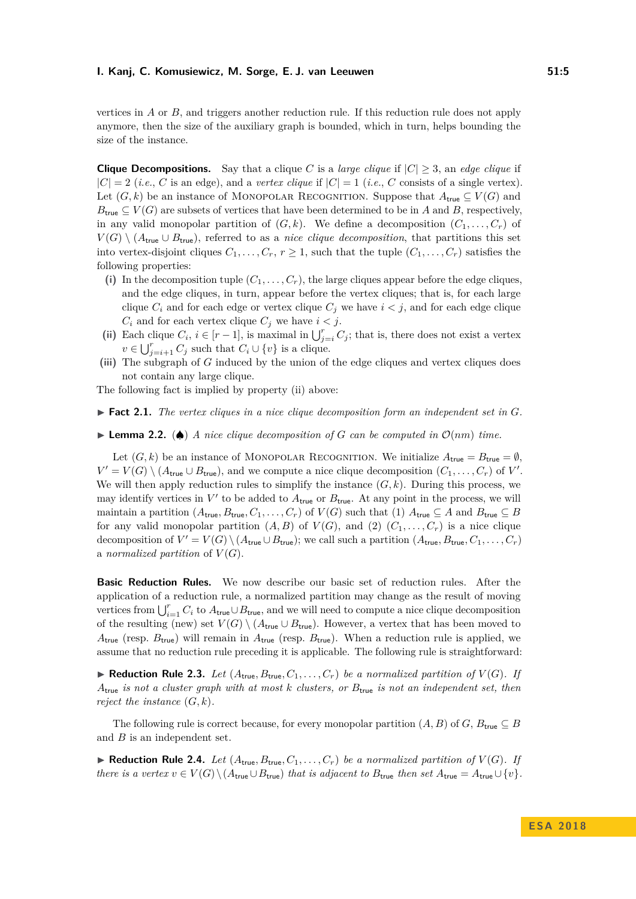vertices in $A$ or $B$, and triggers another reduction rule. If this reduction rule does not apply anymore, then the size of the auxiliary graph is bounded, which in turn, helps bounding the size of the instance.

**Clique Decompositions.** Say that a clique $C$ is a *large clique* if $|C| \geq 3$, an *edge clique* if $|C| = 2$ (*i.e.*, $C$ is an edge), and a *vertex clique* if $|C| = 1$ (*i.e.*, $C$ consists of a single vertex). Let $(G, k)$ be an instance of Monopolar Recognition. Suppose that $A_{\mathsf{true}} \subseteq V(G)$ and $B_{\mathsf{true}} \subseteq V(G)$ are subsets of vertices that have been determined to be in $A$ and $B$, respectively, in any valid monopolar partition of $(G, k)$. We define a decomposition $(C_1, \ldots, C_r)$ of $V(G) \setminus (A_{\mathsf{true}} \cup B_{\mathsf{true}})$, referred to as a *nice clique decomposition*, that partitions this set into vertex-disjoint cliques $C_1, \ldots, C_r$, $r \geq 1$, such that the tuple $(C_1, \ldots, C_r)$ satisfies the following properties:

**(i)** In the decomposition tuple $(C_1, \ldots, C_r)$, the large cliques appear before the edge cliques, and the edge cliques, in turn, appear before the vertex cliques; that is, for each large clique $C_i$ and for each edge or vertex clique $C_j$ we have $i < j$, and for each edge clique $C_i$ and for each vertex clique $C_j$ we have $i < j$.

**(ii)** Each clique $C_i$, $i \in [r-1]$, is maximal in $\bigcup_{j=i}^{r} C_j$; that is, there does not exist a vertex $v \in \bigcup_{j=i+1}^{r} C_j$ such that $C_i \cup \{v\}$ is a clique.

**(iii)** The subgraph of $G$ induced by the union of the edge cliques and vertex cliques does not contain any large clique.

The following fact is implied by property (ii) above:

▶ **Fact 2.1.** *The vertex cliques in a nice clique decomposition form an independent set in $G$.*

▶ **Lemma 2.2.** (♠) *A nice clique decomposition of $G$ can be computed in $\mathcal{O}(nm)$ time.*

Let $(G, k)$ be an instance of Monopolar Recognition. We initialize $A_{\mathsf{true}} = B_{\mathsf{true}} = \emptyset$, $V' = V(G) \setminus (A_{\mathsf{true}} \cup B_{\mathsf{true}})$, and we compute a nice clique decomposition $(C_1, \ldots, C_r)$ of $V'$. We will then apply reduction rules to simplify the instance $(G, k)$. During this process, we may identify vertices in $V'$ to be added to $A_{\mathsf{true}}$ or $B_{\mathsf{true}}$. At any point in the process, we will maintain a partition $(A_{\mathsf{true}}, B_{\mathsf{true}}, C_1, \ldots, C_r)$ of $V(G)$ such that (1) $A_{\mathsf{true}} \subseteq A$ and $B_{\mathsf{true}} \subseteq B$ for any valid monopolar partition $(A, B)$ of $V(G)$, and (2) $(C_1, \ldots, C_r)$ is a nice clique decomposition of $V' = V(G) \setminus (A_{\mathsf{true}} \cup B_{\mathsf{true}})$; we call such a partition $(A_{\mathsf{true}}, B_{\mathsf{true}}, C_1, \ldots, C_r)$ a *normalized partition* of $V(G)$.

**Basic Reduction Rules.** We now describe our basic set of reduction rules. After the application of a reduction rule, a normalized partition may change as the result of moving vertices from $\bigcup_{i=1}^{r} C_i$ to $A_{\mathsf{true}} \cup B_{\mathsf{true}}$, and we will need to compute a nice clique decomposition of the resulting (new) set $V(G) \setminus (A_{\mathsf{true}} \cup B_{\mathsf{true}})$. However, a vertex that has been moved to $A_{\mathsf{true}}$ (resp. $B_{\mathsf{true}}$) will remain in $A_{\mathsf{true}}$ (resp. $B_{\mathsf{true}}$). When a reduction rule is applied, we assume that no reduction rule preceding it is applicable. The following rule is straightforward:

▶ **Reduction Rule 2.3.** *Let $(A_{\mathsf{true}}, B_{\mathsf{true}}, C_1, \ldots, C_r)$ be a normalized partition of $V(G)$. If $A_{\mathsf{true}}$ is not a cluster graph with at most $k$ clusters, or $B_{\mathsf{true}}$ is not an independent set, then reject the instance $(G, k)$.*

The following rule is correct because, for every monopolar partition $(A, B)$ of $G$, $B_{\mathsf{true}} \subseteq B$ and $B$ is an independent set.

▶ **Reduction Rule 2.4.** *Let $(A_{\mathsf{true}}, B_{\mathsf{true}}, C_1, \ldots, C_r)$ be a normalized partition of $V(G)$. If there is a vertex $v \in V(G) \setminus (A_{\mathsf{true}} \cup B_{\mathsf{true}})$ that is adjacent to $B_{\mathsf{true}}$ then set $A_{\mathsf{true}} = A_{\mathsf{true}} \cup \{v\}$.*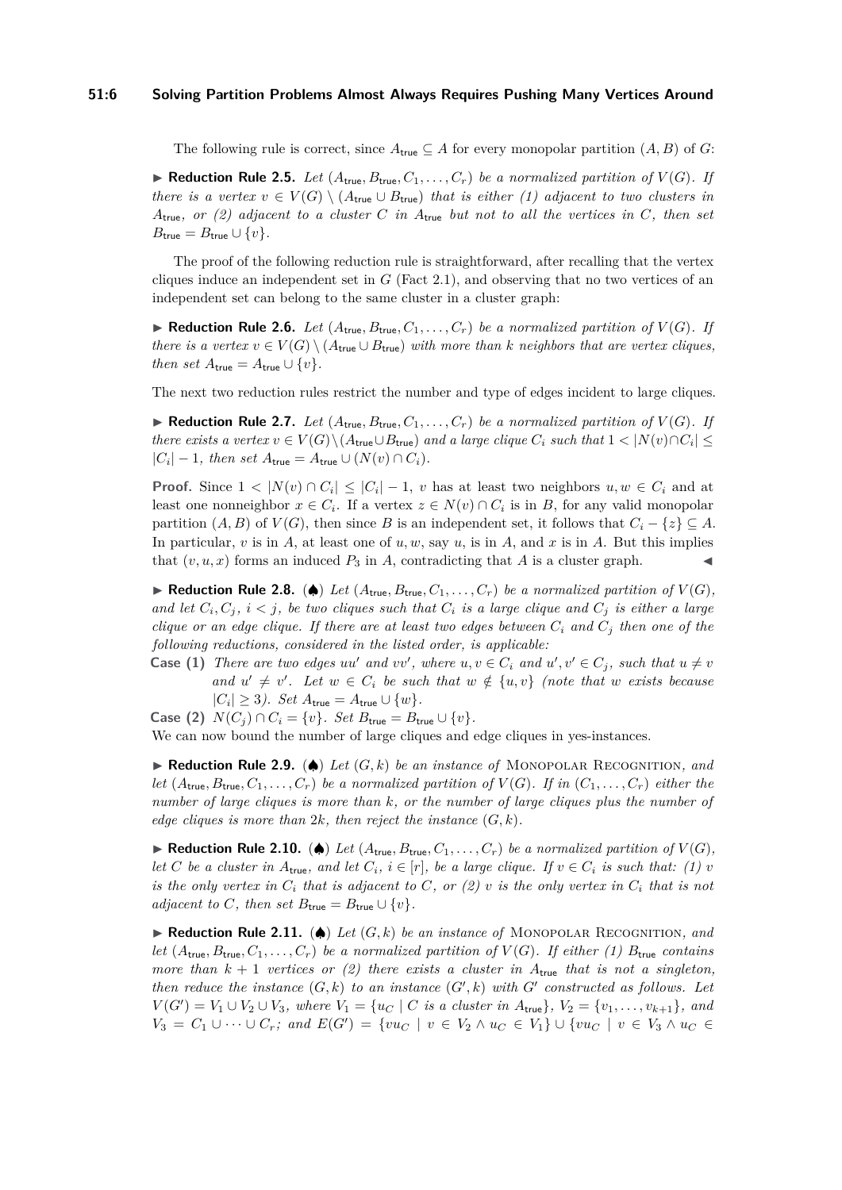The following rule is correct, since $A_{\mathsf{true}} \subseteq A$ for every monopolar partition $(A, B)$ of $G$:

▶ **Reduction Rule 2.5.** *Let $(A_{\mathsf{true}}, B_{\mathsf{true}}, C_1, \ldots, C_r)$ be a normalized partition of $V(G)$. If there is a vertex $v \in V(G) \setminus (A_{\mathsf{true}} \cup B_{\mathsf{true}})$ that is either (1) adjacent to two clusters in $A_{\mathsf{true}}$, or (2) adjacent to a cluster $C$ in $A_{\mathsf{true}}$ but not to all the vertices in $C$, then set $B_{\mathsf{true}} = B_{\mathsf{true}} \cup \{v\}$.*

The proof of the following reduction rule is straightforward, after recalling that the vertex cliques induce an independent set in $G$ (Fact 2.1), and observing that no two vertices of an independent set can belong to the same cluster in a cluster graph:

▶ **Reduction Rule 2.6.** *Let $(A_{\mathsf{true}}, B_{\mathsf{true}}, C_1, \ldots, C_r)$ be a normalized partition of $V(G)$. If there is a vertex $v \in V(G) \setminus (A_{\mathsf{true}} \cup B_{\mathsf{true}})$ with more than $k$ neighbors that are vertex cliques, then set $A_{\mathsf{true}} = A_{\mathsf{true}} \cup \{v\}$.*

The next two reduction rules restrict the number and type of edges incident to large cliques.

▶ **Reduction Rule 2.7.** *Let $(A_{\mathsf{true}}, B_{\mathsf{true}}, C_1, \ldots, C_r)$ be a normalized partition of $V(G)$. If there exists a vertex $v \in V(G) \setminus (A_{\mathsf{true}} \cup B_{\mathsf{true}})$ and a large clique $C_i$ such that $1 < |N(v) \cap C_i| \leq |C_i| - 1$, then set $A_{\mathsf{true}} = A_{\mathsf{true}} \cup (N(v) \cap C_i)$.*

**Proof.** Since $1 < |N(v) \cap C_i| \leq |C_i| - 1$, $v$ has at least two neighbors $u, w \in C_i$ and at least one nonneighbor $x \in C_i$. If a vertex $z \in N(v) \cap C_i$ is in $B$, for any valid monopolar partition $(A, B)$ of $V(G)$, then since $B$ is an independent set, it follows that $C_i - \{z\} \subseteq A$. In particular, $v$ is in $A$, at least one of $u, w$, say $u$, is in $A$, and $x$ is in $A$. But this implies that $(v, u, x)$ forms an induced $P_3$ in $A$, contradicting that $A$ is a cluster graph. ◀

▶ **Reduction Rule 2.8.** (♠) *Let $(A_{\mathsf{true}}, B_{\mathsf{true}}, C_1, \ldots, C_r)$ be a normalized partition of $V(G)$, and let $C_i, C_j$, $i < j$, be two cliques such that $C_i$ is a large clique and $C_j$ is either a large clique or an edge clique. If there are at least two edges between $C_i$ and $C_j$ then one of the following reductions, considered in the listed order, is applicable:*

**Case (1)** *There are two edges $uu'$ and $vv'$, where $u, v \in C_i$ and $u', v' \in C_j$, such that $u \neq v$ and $u' \neq v'$. Let $w \in C_i$ be such that $w \notin \{u, v\}$ (note that $w$ exists because $|C_i| \geq 3$). Set $A_{\mathsf{true}} = A_{\mathsf{true}} \cup \{w\}$.*

**Case (2)** *$N(C_j) \cap C_i = \{v\}$. Set $B_{\mathsf{true}} = B_{\mathsf{true}} \cup \{v\}$.*

We can now bound the number of large cliques and edge cliques in yes-instances.

▶ **Reduction Rule 2.9.** (♠) *Let $(G, k)$ be an instance of* Monopolar Recognition*, and let $(A_{\mathsf{true}}, B_{\mathsf{true}}, C_1, \ldots, C_r)$ be a normalized partition of $V(G)$. If in $(C_1, \ldots, C_r)$ either the number of large cliques is more than $k$, or the number of large cliques plus the number of edge cliques is more than $2k$, then reject the instance $(G, k)$.*

▶ **Reduction Rule 2.10.** (♠) *Let $(A_{\mathsf{true}}, B_{\mathsf{true}}, C_1, \ldots, C_r)$ be a normalized partition of $V(G)$, let $C$ be a cluster in $A_{\mathsf{true}}$, and let $C_i$, $i \in [r]$, be a large clique. If $v \in C_i$ is such that: (1) $v$ is the only vertex in $C_i$ that is adjacent to $C$, or (2) $v$ is the only vertex in $C_i$ that is not adjacent to $C$, then set $B_{\mathsf{true}} = B_{\mathsf{true}} \cup \{v\}$.*

▶ **Reduction Rule 2.11.** (♠) *Let $(G, k)$ be an instance of* Monopolar Recognition*, and let $(A_{\mathsf{true}}, B_{\mathsf{true}}, C_1, \ldots, C_r)$ be a normalized partition of $V(G)$. If either (1) $B_{\mathsf{true}}$ contains more than $k+1$ vertices or (2) there exists a cluster in $A_{\mathsf{true}}$ that is not a singleton, then reduce the instance $(G, k)$ to an instance $(G', k)$ with $G'$ constructed as follows. Let $V(G') = V_1 \cup V_2 \cup V_3$, where $V_1 = \{u_C \mid C \text{ is a cluster in } A_{\mathsf{true}}\}$, $V_2 = \{v_1, \ldots, v_{k+1}\}$, and $V_3 = C_1 \cup \cdots \cup C_r$; and $E(G') = \{vu_C \mid v \in V_2 \wedge u_C \in V_1\} \cup \{vu_C \mid v \in V_3 \wedge u_C \in$*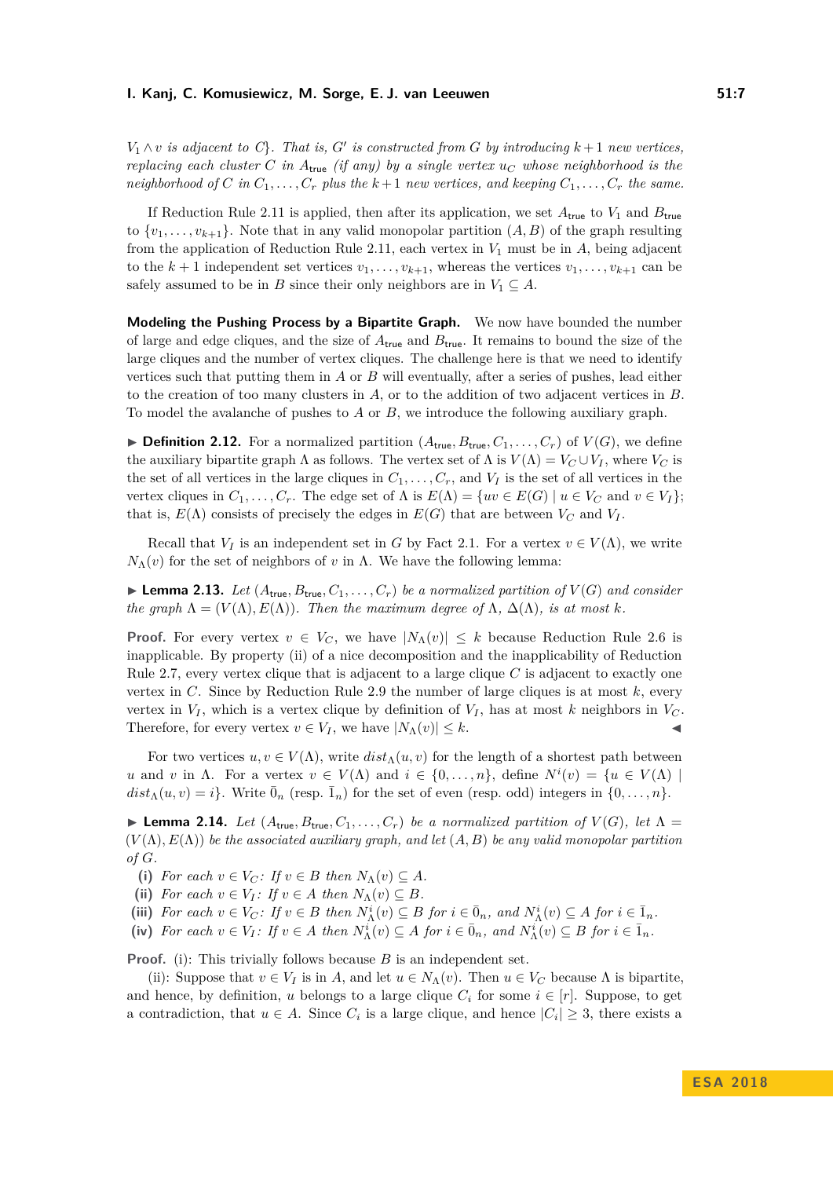*$V_1 \wedge v$ is adjacent to $C$}. That is, $G'$ is constructed from $G$ by introducing $k+1$ new vertices, replacing each cluster $C$ in $A_{\mathsf{true}}$ (if any) by a single vertex $u_C$ whose neighborhood is the neighborhood of $C$ in $C_1, \ldots, C_r$ plus the $k+1$ new vertices, and keeping $C_1, \ldots, C_r$ the same.*

If Reduction Rule 2.11 is applied, then after its application, we set $A_{\mathsf{true}}$ to $V_1$ and $B_{\mathsf{true}}$ to $\{v_1, \ldots, v_{k+1}\}$. Note that in any valid monopolar partition $(A, B)$ of the graph resulting from the application of Reduction Rule 2.11, each vertex in $V_1$ must be in $A$, being adjacent to the $k+1$ independent set vertices $v_1, \ldots, v_{k+1}$, whereas the vertices $v_1, \ldots, v_{k+1}$ can be safely assumed to be in $B$ since their only neighbors are in $V_1 \subseteq A$.

**Modeling the Pushing Process by a Bipartite Graph.** We now have bounded the number of large and edge cliques, and the size of $A_{\mathsf{true}}$ and $B_{\mathsf{true}}$. It remains to bound the size of the large cliques and the number of vertex cliques. The challenge here is that we need to identify vertices such that putting them in $A$ or $B$ will eventually, after a series of pushes, lead either to the creation of too many clusters in $A$, or to the addition of two adjacent vertices in $B$. To model the avalanche of pushes to $A$ or $B$, we introduce the following auxiliary graph.

▶ **Definition 2.12.** For a normalized partition $(A_{\mathsf{true}}, B_{\mathsf{true}}, C_1, \ldots, C_r)$ of $V(G)$, we define the auxiliary bipartite graph $\Lambda$ as follows. The vertex set of $\Lambda$ is $V(\Lambda) = V_C \cup V_I$, where $V_C$ is the set of all vertices in the large cliques in $C_1, \ldots, C_r$, and $V_I$ is the set of all vertices in the vertex cliques in $C_1, \ldots, C_r$. The edge set of $\Lambda$ is $E(\Lambda) = \{uv \in E(G) \mid u \in V_C \text{ and } v \in V_I\}$; that is, $E(\Lambda)$ consists of precisely the edges in $E(G)$ that are between $V_C$ and $V_I$.

Recall that $V_I$ is an independent set in $G$ by Fact 2.1. For a vertex $v \in V(\Lambda)$, we write $N_\Lambda(v)$ for the set of neighbors of $v$ in $\Lambda$. We have the following lemma:

▶ **Lemma 2.13.** *Let $(A_{\mathsf{true}}, B_{\mathsf{true}}, C_1, \ldots, C_r)$ be a normalized partition of $V(G)$ and consider the graph $\Lambda = (V(\Lambda), E(\Lambda))$. Then the maximum degree of $\Lambda$, $\Delta(\Lambda)$, is at most $k$.*

**Proof.** For every vertex $v \in V_C$, we have $|N_\Lambda(v)| \leq k$ because Reduction Rule 2.6 is inapplicable. By property (ii) of a nice decomposition and the inapplicability of Reduction Rule 2.7, every vertex clique that is adjacent to a large clique $C$ is adjacent to exactly one vertex in $C$. Since by Reduction Rule 2.9 the number of large cliques is at most $k$, every vertex in $V_I$, which is a vertex clique by definition of $V_I$, has at most $k$ neighbors in $V_C$. Therefore, for every vertex $v \in V_I$, we have $|N_\Lambda(v)| \leq k$. ◀

For two vertices $u, v \in V(\Lambda)$, write $dist_\Lambda(u, v)$ for the length of a shortest path between $u$ and $v$ in $\Lambda$. For a vertex $v \in V(\Lambda)$ and $i \in \{0, \ldots, n\}$, define $N^i(v) = \{u \in V(\Lambda) \mid dist_\Lambda(u, v) = i\}$. Write $\bar{0}_n$ (resp. $\bar{1}_n$) for the set of even (resp. odd) integers in $\{0, \ldots, n\}$.

▶ **Lemma 2.14.** *Let $(A_{\mathsf{true}}, B_{\mathsf{true}}, C_1, \ldots, C_r)$ be a normalized partition of $V(G)$, let $\Lambda = (V(\Lambda), E(\Lambda))$ be the associated auxiliary graph, and let $(A, B)$ be any valid monopolar partition of $G$.*

**(i)** *For each $v \in V_C$: If $v \in B$ then $N_\Lambda(v) \subseteq A$.*
**(ii)** *For each $v \in V_I$: If $v \in A$ then $N_\Lambda(v) \subseteq B$.*
**(iii)** *For each $v \in V_C$: If $v \in B$ then $N^i_\Lambda(v) \subseteq B$ for $i \in \bar{0}_n$, and $N^i_\Lambda(v) \subseteq A$ for $i \in \bar{1}_n$.*
**(iv)** *For each $v \in V_I$: If $v \in A$ then $N^i_\Lambda(v) \subseteq A$ for $i \in \bar{0}_n$, and $N^i_\Lambda(v) \subseteq B$ for $i \in \bar{1}_n$.*

**Proof.** (i): This trivially follows because $B$ is an independent set.

(ii): Suppose that $v \in V_I$ is in $A$, and let $u \in N_\Lambda(v)$. Then $u \in V_C$ because $\Lambda$ is bipartite, and hence, by definition, $u$ belongs to a large clique $C_i$ for some $i \in [r]$. Suppose, to get a contradiction, that $u \in A$. Since $C_i$ is a large clique, and hence $|C_i| \geq 3$, there exists a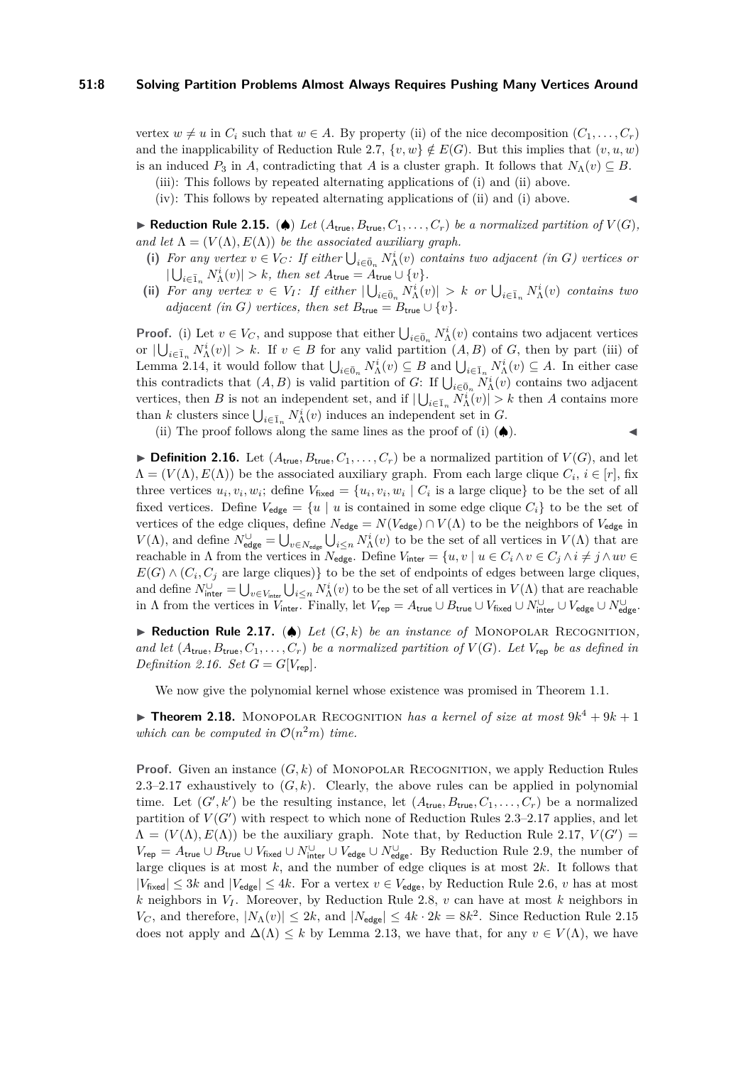vertex $w \neq u$ in $C_i$ such that $w \in A$. By property (ii) of the nice decomposition $(C_1, \ldots, C_r)$ and the inapplicability of Reduction Rule 2.7, $\{v, w\} \notin E(G)$. But this implies that $(v, u, w)$ is an induced $P_3$ in $A$, contradicting that $A$ is a cluster graph. It follows that $N_\Lambda(v) \subseteq B$.

(iii): This follows by repeated alternating applications of (i) and (ii) above.

(iv): This follows by repeated alternating applications of (ii) and (i) above. ◀

▶ **Reduction Rule 2.15.** (♠) *Let $(A_{\mathsf{true}}, B_{\mathsf{true}}, C_1, \ldots, C_r)$ be a normalized partition of $V(G)$, and let $\Lambda = (V(\Lambda), E(\Lambda))$ be the associated auxiliary graph.*

**(i)** *For any vertex $v \in V_C$: If either $\bigcup_{i \in \bar{0}_n} N^i_\Lambda(v)$ contains two adjacent (in $G$) vertices or $|\bigcup_{i \in \bar{1}_n} N^i_\Lambda(v)| > k$, then set $A_{\mathsf{true}} = A_{\mathsf{true}} \cup \{v\}$.*

**(ii)** *For any vertex $v \in V_I$: If either $|\bigcup_{i \in \bar{0}_n} N^i_\Lambda(v)| > k$ or $\bigcup_{i \in \bar{1}_n} N^i_\Lambda(v)$ contains two adjacent (in $G$) vertices, then set $B_{\mathsf{true}} = B_{\mathsf{true}} \cup \{v\}$.*

**Proof.** (i) Let $v \in V_C$, and suppose that either $\bigcup_{i \in \bar{0}_n} N^i_\Lambda(v)$ contains two adjacent vertices or $|\bigcup_{i \in \bar{1}_n} N^i_\Lambda(v)| > k$. If $v \in B$ for any valid partition $(A, B)$ of $G$, then by part (iii) of Lemma 2.14, it would follow that $\bigcup_{i \in \bar{0}_n} N^i_\Lambda(v) \subseteq B$ and $\bigcup_{i \in \bar{1}_n} N^i_\Lambda(v) \subseteq A$. In either case this contradicts that $(A, B)$ is valid partition of $G$: If $\bigcup_{i \in \bar{0}_n} N^i_\Lambda(v)$ contains two adjacent vertices, then $B$ is not an independent set, and if $|\bigcup_{i \in \bar{1}_n} N^i_\Lambda(v)| > k$ then $A$ contains more than $k$ clusters since $\bigcup_{i \in \bar{1}_n} N^i_\Lambda(v)$ induces an independent set in $G$.

(ii) The proof follows along the same lines as the proof of (i) (♠). ◀

▶ **Definition 2.16.** Let $(A_{\mathsf{true}}, B_{\mathsf{true}}, C_1, \ldots, C_r)$ be a normalized partition of $V(G)$, and let $\Lambda = (V(\Lambda), E(\Lambda))$ be the associated auxiliary graph. From each large clique $C_i$, $i \in [r]$, fix three vertices $u_i, v_i, w_i$; define $V_{\mathsf{fixed}} = \{u_i, v_i, w_i \mid C_i \text{ is a large clique}\}$ to be the set of all fixed vertices. Define $V_{\mathsf{edge}} = \{u \mid u \text{ is contained in some edge clique } C_i\}$ to be the set of vertices of the edge cliques, define $N_{\mathsf{edge}} = N(V_{\mathsf{edge}}) \cap V(\Lambda)$ to be the neighbors of $V_{\mathsf{edge}}$ in $V(\Lambda)$, and define $N^{\cup}_{\mathsf{edge}} = \bigcup_{v \in N_{\mathsf{edge}}} \bigcup_{i \leq n} N^i_\Lambda(v)$ to be the set of all vertices in $V(\Lambda)$ that are reachable in $\Lambda$ from the vertices in $N_{\mathsf{edge}}$. Define $V_{\mathsf{inter}} = \{u, v \mid u \in C_i \wedge v \in C_j \wedge i \neq j \wedge uv \in E(G) \wedge (C_i, C_j \text{ are large cliques})\}$ to be the set of endpoints of edges between large cliques, and define $N^{\cup}_{\mathsf{inter}} = \bigcup_{v \in V_{\mathsf{inter}}} \bigcup_{i \leq n} N^i_\Lambda(v)$ to be the set of all vertices in $V(\Lambda)$ that are reachable in $\Lambda$ from the vertices in $V_{\mathsf{inter}}$. Finally, let $V_{\mathsf{rep}} = A_{\mathsf{true}} \cup B_{\mathsf{true}} \cup V_{\mathsf{fixed}} \cup N^{\cup}_{\mathsf{inter}} \cup V_{\mathsf{edge}} \cup N^{\cup}_{\mathsf{edge}}$.

▶ **Reduction Rule 2.17.** (♠) *Let $(G, k)$ be an instance of* Monopolar Recognition*, and let $(A_{\mathsf{true}}, B_{\mathsf{true}}, C_1, \ldots, C_r)$ be a normalized partition of $V(G)$. Let $V_{\mathsf{rep}}$ be as defined in Definition 2.16. Set $G = G[V_{\mathsf{rep}}]$.*

We now give the polynomial kernel whose existence was promised in Theorem 1.1.

▶ **Theorem 2.18.** Monopolar Recognition *has a kernel of size at most $9k^4 + 9k + 1$ which can be computed in $\mathcal{O}(n^2 m)$ time.*

**Proof.** Given an instance $(G, k)$ of Monopolar Recognition, we apply Reduction Rules 2.3–2.17 exhaustively to $(G, k)$. Clearly, the above rules can be applied in polynomial time. Let $(G', k')$ be the resulting instance, let $(A_{\mathsf{true}}, B_{\mathsf{true}}, C_1, \ldots, C_r)$ be a normalized partition of $V(G')$ with respect to which none of Reduction Rules 2.3–2.17 applies, and let $\Lambda = (V(\Lambda), E(\Lambda))$ be the auxiliary graph. Note that, by Reduction Rule 2.17, $V(G') = V_{\mathsf{rep}} = A_{\mathsf{true}} \cup B_{\mathsf{true}} \cup V_{\mathsf{fixed}} \cup N^{\cup}_{\mathsf{inter}} \cup V_{\mathsf{edge}} \cup N^{\cup}_{\mathsf{edge}}$. By Reduction Rule 2.9, the number of large cliques is at most $k$, and the number of edge cliques is at most $2k$. It follows that $|V_{\mathsf{fixed}}| \leq 3k$ and $|V_{\mathsf{edge}}| \leq 4k$. For a vertex $v \in V_{\mathsf{edge}}$, by Reduction Rule 2.6, $v$ has at most $k$ neighbors in $V_I$. Moreover, by Reduction Rule 2.8, $v$ can have at most $k$ neighbors in $V_C$, and therefore, $|N_\Lambda(v)| \leq 2k$, and $|N_{\mathsf{edge}}| \leq 4k \cdot 2k = 8k^2$. Since Reduction Rule 2.15 does not apply and $\Delta(\Lambda) \leq k$ by Lemma 2.13, we have that, for any $v \in V(\Lambda)$, we have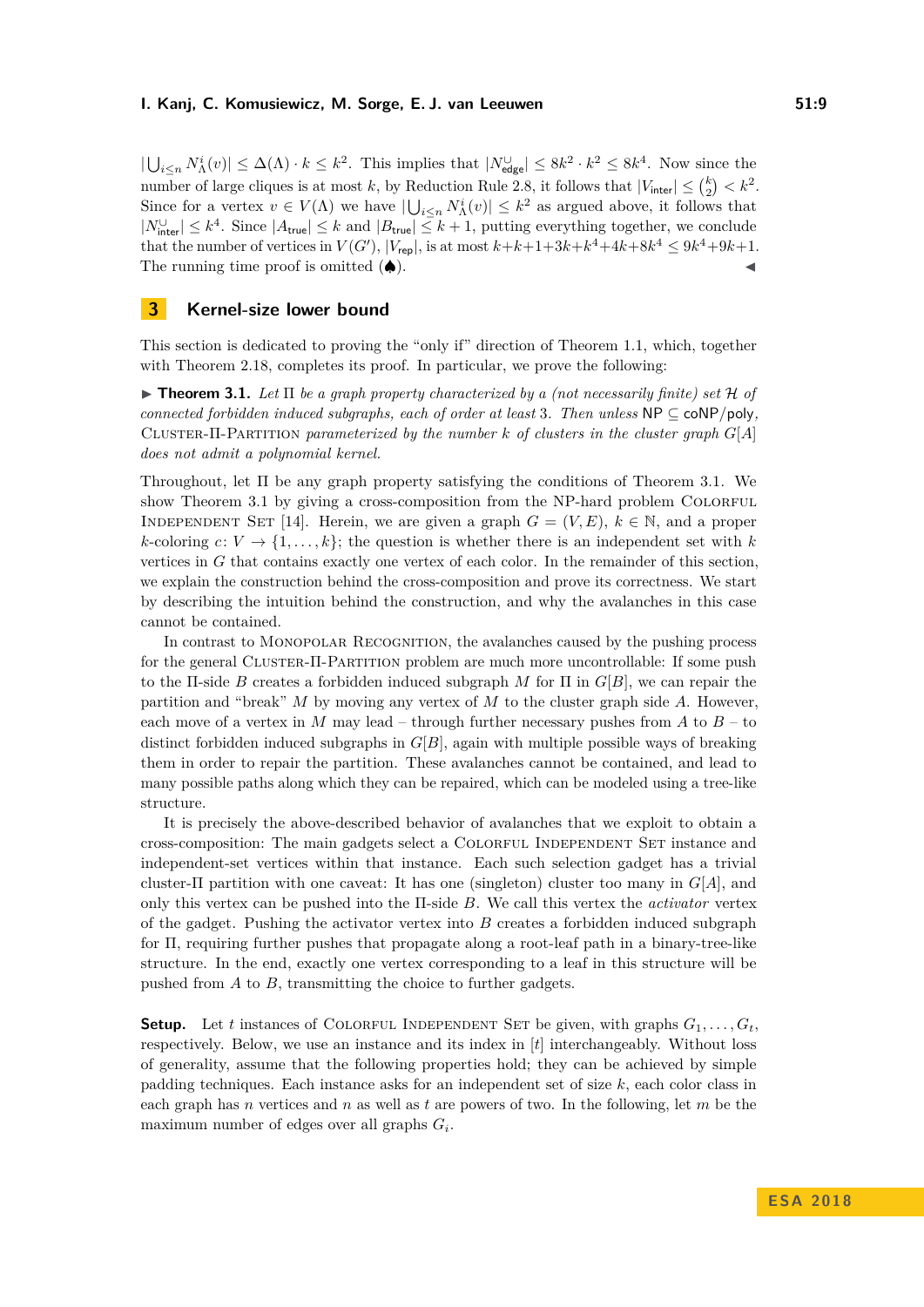$|\bigcup_{i\leq n} N^i_\Lambda(v)| \leq \Delta(\Lambda)\cdot k \leq k^2$. This implies that $|N^{\cup}_{\mathsf{edge}}| \leq 8k^2 \cdot k^2 \leq 8k^4$. Now since the number of large cliques is at most $k$, by Reduction Rule 2.8, it follows that $|V_{\mathsf{inter}}| \leq \binom{k}{2} < k^2$. Since for a vertex $v \in V(\Lambda)$ we have $|\bigcup_{i\leq n} N^i_\Lambda(v)| \leq k^2$ as argued above, it follows that $|N^{\cup}_{\mathsf{inter}}| \leq k^4$. Since $|A_{\mathsf{true}}| \leq k$ and $|B_{\mathsf{true}}| \leq k+1$, putting everything together, we conclude that the number of vertices in $V(G')$, $|V_{\mathsf{rep}}|$, is at most $k+k+1+3k+k^4+4k+8k^4 \leq 9k^4+9k+1$. The running time proof is omitted (♠). ◀

## 3 Kernel-size lower bound

This section is dedicated to proving the "only if" direction of Theorem 1.1, which, together with Theorem 2.18, completes its proof. In particular, we prove the following:

▶ **Theorem 3.1.** *Let $\Pi$ be a graph property characterized by a (not necessarily finite) set $\mathcal{H}$ of connected forbidden induced subgraphs, each of order at least 3. Then unless* $\mathsf{NP} \subseteq \mathsf{coNP/poly}$*, Cluster-$\Pi$-Partition parameterized by the number $k$ of clusters in the cluster graph $G[A]$ does not admit a polynomial kernel.*

Throughout, let $\Pi$ be any graph property satisfying the conditions of Theorem 3.1. We show Theorem 3.1 by giving a cross-composition from the NP-hard problem Colorful Independent Set [14]. Herein, we are given a graph $G = (V, E)$, $k \in \mathbb{N}$, and a proper $k$-coloring $c\colon V \to \{1, \ldots, k\}$; the question is whether there is an independent set with $k$ vertices in $G$ that contains exactly one vertex of each color. In the remainder of this section, we explain the construction behind the cross-composition and prove its correctness. We start by describing the intuition behind the construction, and why the avalanches in this case cannot be contained.

In contrast to Monopolar Recognition, the avalanches caused by the pushing process for the general Cluster-$\Pi$-Partition problem are much more uncontrollable: If some push to the $\Pi$-side $B$ creates a forbidden induced subgraph $M$ for $\Pi$ in $G[B]$, we can repair the partition and "break" $M$ by moving any vertex of $M$ to the cluster graph side $A$. However, each move of a vertex in $M$ may lead – through further necessary pushes from $A$ to $B$ – to distinct forbidden induced subgraphs in $G[B]$, again with multiple possible ways of breaking them in order to repair the partition. These avalanches cannot be contained, and lead to many possible paths along which they can be repaired, which can be modeled using a tree-like structure.

It is precisely the above-described behavior of avalanches that we exploit to obtain a cross-composition: The main gadgets select a Colorful Independent Set instance and independent-set vertices within that instance. Each such selection gadget has a trivial cluster-$\Pi$ partition with one caveat: It has one (singleton) cluster too many in $G[A]$, and only this vertex can be pushed into the $\Pi$-side $B$. We call this vertex the *activator* vertex of the gadget. Pushing the activator vertex into $B$ creates a forbidden induced subgraph for $\Pi$, requiring further pushes that propagate along a root-leaf path in a binary-tree-like structure. In the end, exactly one vertex corresponding to a leaf in this structure will be pushed from $A$ to $B$, transmitting the choice to further gadgets.

**Setup.** Let $t$ instances of Colorful Independent Set be given, with graphs $G_1, \ldots, G_t$, respectively. Below, we use an instance and its index in $[t]$ interchangeably. Without loss of generality, assume that the following properties hold; they can be achieved by simple padding techniques. Each instance asks for an independent set of size $k$, each color class in each graph has $n$ vertices and $n$ as well as $t$ are powers of two. In the following, let $m$ be the maximum number of edges over all graphs $G_i$.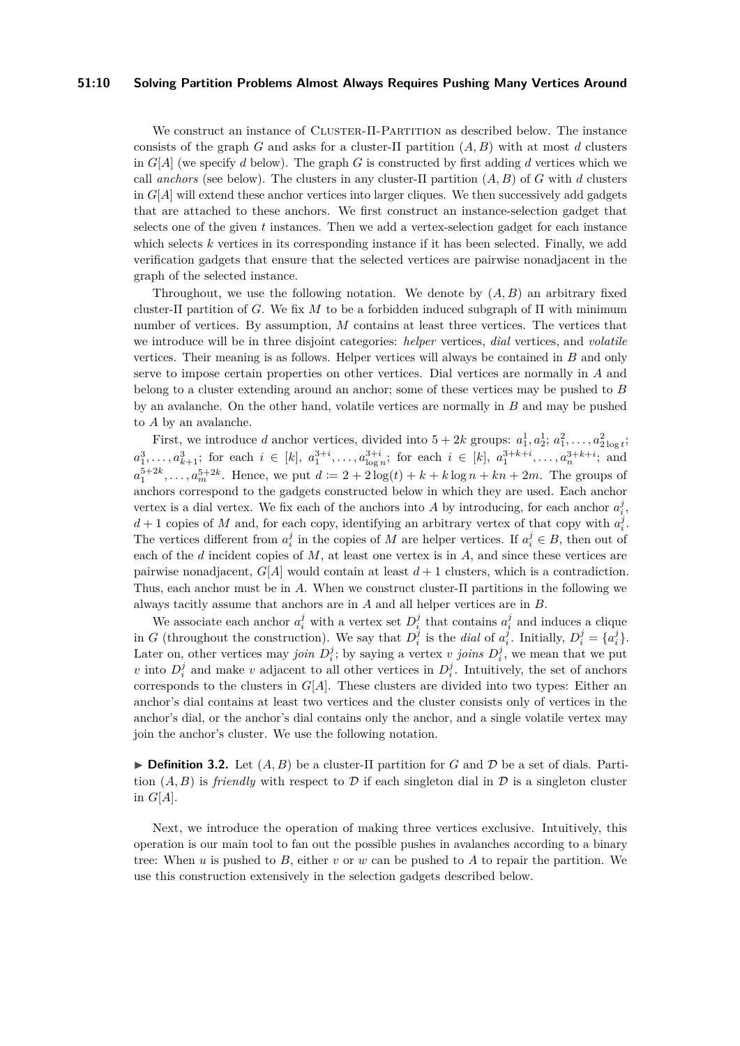We construct an instance of Cluster-Π-Partition as described below. The instance consists of the graph $G$ and asks for a cluster-Π partition $(A, B)$ with at most $d$ clusters in $G[A]$ (we specify $d$ below). The graph $G$ is constructed by first adding $d$ vertices which we call *anchors* (see below). The clusters in any cluster-Π partition $(A, B)$ of $G$ with $d$ clusters in $G[A]$ will extend these anchor vertices into larger cliques. We then successively add gadgets that are attached to these anchors. We first construct an instance-selection gadget that selects one of the given $t$ instances. Then we add a vertex-selection gadget for each instance which selects $k$ vertices in its corresponding instance if it has been selected. Finally, we add verification gadgets that ensure that the selected vertices are pairwise nonadjacent in the graph of the selected instance.

Throughout, we use the following notation. We denote by $(A, B)$ an arbitrary fixed cluster-Π partition of $G$. We fix $M$ to be a forbidden induced subgraph of Π with minimum number of vertices. By assumption, $M$ contains at least three vertices. The vertices that we introduce will be in three disjoint categories: *helper* vertices, *dial* vertices, and *volatile* vertices. Their meaning is as follows. Helper vertices will always be contained in $B$ and only serve to impose certain properties on other vertices. Dial vertices are normally in $A$ and belong to a cluster extending around an anchor; some of these vertices may be pushed to $B$ by an avalanche. On the other hand, volatile vertices are normally in $B$ and may be pushed to $A$ by an avalanche.

First, we introduce $d$ anchor vertices, divided into $5 + 2k$ groups: $a^1_1, a^1_2$; $a^2_1, \ldots, a^2_{2\log t}$; $a^3_1, \ldots, a^3_{k+1}$; for each $i \in [k]$, $a^{3+i}_1, \ldots, a^{3+i}_{\log n}$; for each $i \in [k]$, $a^{3+k+i}_1, \ldots, a^{3+k+i}_n$; and $a^{5+2k}_1, \ldots, a^{5+2k}_m$. Hence, we put $d := 2 + 2\log(t) + k + k\log n + kn + 2m$. The groups of anchors correspond to the gadgets constructed below in which they are used. Each anchor vertex is a dial vertex. We fix each of the anchors into $A$ by introducing, for each anchor $a^j_i$, $d + 1$ copies of $M$ and, for each copy, identifying an arbitrary vertex of that copy with $a^j_i$. The vertices different from $a^j_i$ in the copies of $M$ are helper vertices. If $a^j_i \in B$, then out of each of the $d$ incident copies of $M$, at least one vertex is in $A$, and since these vertices are pairwise nonadjacent, $G[A]$ would contain at least $d + 1$ clusters, which is a contradiction. Thus, each anchor must be in $A$. When we construct cluster-Π partitions in the following we always tacitly assume that anchors are in $A$ and all helper vertices are in $B$.

We associate each anchor $a^j_i$ with a vertex set $D^j_i$ that contains $a^j_i$ and induces a clique in $G$ (throughout the construction). We say that $D^j_i$ is the *dial* of $a^j_i$. Initially, $D^j_i = \{a^j_i\}$. Later on, other vertices may *join* $D^j_i$; by saying a vertex $v$ *joins* $D^j_i$, we mean that we put $v$ into $D^j_i$ and make $v$ adjacent to all other vertices in $D^j_i$. Intuitively, the set of anchors corresponds to the clusters in $G[A]$. These clusters are divided into two types: Either an anchor's dial contains at least two vertices and the cluster consists only of vertices in the anchor's dial, or the anchor's dial contains only the anchor, and a single volatile vertex may join the anchor's cluster. We use the following notation.

▶ **Definition 3.2.** Let $(A, B)$ be a cluster-Π partition for $G$ and $\mathcal{D}$ be a set of dials. Partition $(A, B)$ is *friendly* with respect to $\mathcal{D}$ if each singleton dial in $\mathcal{D}$ is a singleton cluster in $G[A]$.

Next, we introduce the operation of making three vertices exclusive. Intuitively, this operation is our main tool to fan out the possible pushes in avalanches according to a binary tree: When $u$ is pushed to $B$, either $v$ or $w$ can be pushed to $A$ to repair the partition. We use this construction extensively in the selection gadgets described below.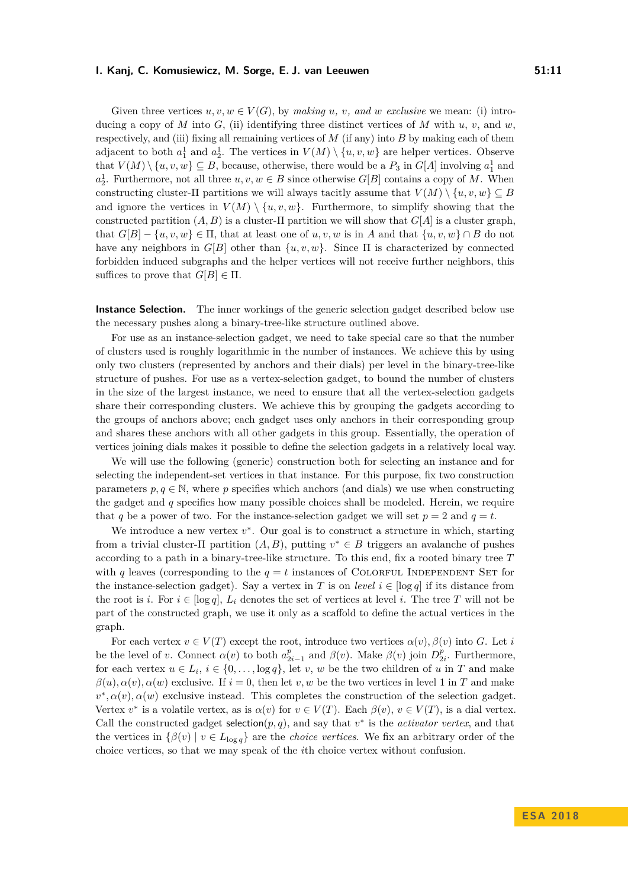Given three vertices $u, v, w \in V(G)$, by *making $u$, $v$, and $w$ exclusive* we mean: (i) introducing a copy of $M$ into $G$, (ii) identifying three distinct vertices of $M$ with $u$, $v$, and $w$, respectively, and (iii) fixing all remaining vertices of $M$ (if any) into $B$ by making each of them adjacent to both $a^1_1$ and $a^1_2$. The vertices in $V(M) \setminus \{u, v, w\}$ are helper vertices. Observe that $V(M) \setminus \{u, v, w\} \subseteq B$, because, otherwise, there would be a $P_3$ in $G[A]$ involving $a^1_1$ and $a^1_2$. Furthermore, not all three $u, v, w \in B$ since otherwise $G[B]$ contains a copy of $M$. When constructing cluster-$\Pi$ partitions we will always tacitly assume that $V(M) \setminus \{u, v, w\} \subseteq B$ and ignore the vertices in $V(M) \setminus \{u, v, w\}$. Furthermore, to simplify showing that the constructed partition $(A, B)$ is a cluster-$\Pi$ partition we will show that $G[A]$ is a cluster graph, that $G[B] - \{u, v, w\} \in \Pi$, that at least one of $u, v, w$ is in $A$ and that $\{u, v, w\} \cap B$ do not have any neighbors in $G[B]$ other than $\{u, v, w\}$. Since $\Pi$ is characterized by connected forbidden induced subgraphs and the helper vertices will not receive further neighbors, this suffices to prove that $G[B] \in \Pi$.

**Instance Selection.** The inner workings of the generic selection gadget described below use the necessary pushes along a binary-tree-like structure outlined above.

For use as an instance-selection gadget, we need to take special care so that the number of clusters used is roughly logarithmic in the number of instances. We achieve this by using only two clusters (represented by anchors and their dials) per level in the binary-tree-like structure of pushes. For use as a vertex-selection gadget, to bound the number of clusters in the size of the largest instance, we need to ensure that all the vertex-selection gadgets share their corresponding clusters. We achieve this by grouping the gadgets according to the groups of anchors above; each gadget uses only anchors in their corresponding group and shares these anchors with all other gadgets in this group. Essentially, the operation of vertices joining dials makes it possible to define the selection gadgets in a relatively local way.

We will use the following (generic) construction both for selecting an instance and for selecting the independent-set vertices in that instance. For this purpose, fix two construction parameters $p, q \in \mathbb{N}$, where $p$ specifies which anchors (and dials) we use when constructing the gadget and $q$ specifies how many possible choices shall be modeled. Herein, we require that $q$ be a power of two. For the instance-selection gadget we will set $p = 2$ and $q = t$.

We introduce a new vertex $v^*$. Our goal is to construct a structure in which, starting from a trivial cluster-$\Pi$ partition $(A, B)$, putting $v^* \in B$ triggers an avalanche of pushes according to a path in a binary-tree-like structure. To this end, fix a rooted binary tree $T$ with $q$ leaves (corresponding to the $q = t$ instances of Colorful Independent Set for the instance-selection gadget). Say a vertex in $T$ is on *level* $i \in [\log q]$ if its distance from the root is $i$. For $i \in [\log q]$, $L_i$ denotes the set of vertices at level $i$. The tree $T$ will not be part of the constructed graph, we use it only as a scaffold to define the actual vertices in the graph.

For each vertex $v \in V(T)$ except the root, introduce two vertices $\alpha(v), \beta(v)$ into $G$. Let $i$ be the level of $v$. Connect $\alpha(v)$ to both $a^p_{2i-1}$ and $\beta(v)$. Make $\beta(v)$ join $D^p_{2i}$. Furthermore, for each vertex $u \in L_i$, $i \in \{0, \ldots, \log q\}$, let $v$, $w$ be the two children of $u$ in $T$ and make $\beta(u), \alpha(v), \alpha(w)$ exclusive. If $i = 0$, then let $v, w$ be the two vertices in level 1 in $T$ and make $v^*, \alpha(v), \alpha(w)$ exclusive instead. This completes the construction of the selection gadget. Vertex $v^*$ is a volatile vertex, as is $\alpha(v)$ for $v \in V(T)$. Each $\beta(v)$, $v \in V(T)$, is a dial vertex. Call the constructed gadget $\mathsf{selection}(p, q)$, and say that $v^*$ is the *activator vertex*, and that the vertices in $\{\beta(v) \mid v \in L_{\log q}\}$ are the *choice vertices*. We fix an arbitrary order of the choice vertices, so that we may speak of the $i$th choice vertex without confusion.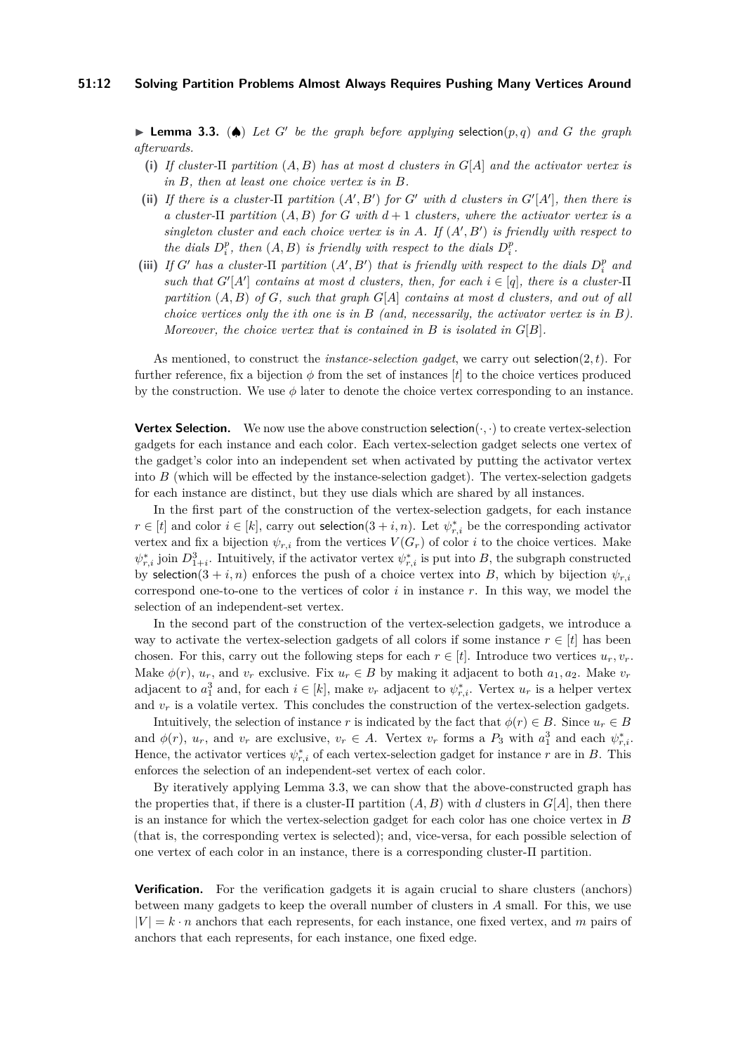▶ **Lemma 3.3.** (♠) *Let $G'$ be the graph before applying* selection$(p, q)$ *and $G$ the graph afterwards.*

**(i)** *If cluster-$\Pi$ partition $(A, B)$ has at most $d$ clusters in $G[A]$ and the activator vertex is in $B$, then at least one choice vertex is in $B$.*

**(ii)** *If there is a cluster-$\Pi$ partition $(A', B')$ for $G'$ with $d$ clusters in $G'[A']$, then there is a cluster-$\Pi$ partition $(A, B)$ for $G$ with $d + 1$ clusters, where the activator vertex is a singleton cluster and each choice vertex is in $A$. If $(A', B')$ is friendly with respect to the dials $D_i^p$, then $(A, B)$ is friendly with respect to the dials $D_i^p$.*

**(iii)** *If $G'$ has a cluster-$\Pi$ partition $(A', B')$ that is friendly with respect to the dials $D_i^p$ and such that $G'[A']$ contains at most $d$ clusters, then, for each $i \in [q]$, there is a cluster-$\Pi$ partition $(A, B)$ of $G$, such that graph $G[A]$ contains at most $d$ clusters, and out of all choice vertices only the $i$th one is in $B$ (and, necessarily, the activator vertex is in $B$). Moreover, the choice vertex that is contained in $B$ is isolated in $G[B]$.*

As mentioned, to construct the *instance-selection gadget*, we carry out selection$(2, t)$. For further reference, fix a bijection $\phi$ from the set of instances $[t]$ to the choice vertices produced by the construction. We use $\phi$ later to denote the choice vertex corresponding to an instance.

**Vertex Selection.** We now use the above construction selection$(\cdot, \cdot)$ to create vertex-selection gadgets for each instance and each color. Each vertex-selection gadget selects one vertex of the gadget's color into an independent set when activated by putting the activator vertex into $B$ (which will be effected by the instance-selection gadget). The vertex-selection gadgets for each instance are distinct, but they use dials which are shared by all instances.

In the first part of the construction of the vertex-selection gadgets, for each instance $r \in [t]$ and color $i \in [k]$, carry out selection$(3 + i, n)$. Let $\psi^*_{r,i}$ be the corresponding activator vertex and fix a bijection $\psi_{r,i}$ from the vertices $V(G_r)$ of color $i$ to the choice vertices. Make $\psi^*_{r,i}$ join $D^3_{1+i}$. Intuitively, if the activator vertex $\psi^*_{r,i}$ is put into $B$, the subgraph constructed by selection$(3 + i, n)$ enforces the push of a choice vertex into $B$, which by bijection $\psi_{r,i}$ correspond one-to-one to the vertices of color $i$ in instance $r$. In this way, we model the selection of an independent-set vertex.

In the second part of the construction of the vertex-selection gadgets, we introduce a way to activate the vertex-selection gadgets of all colors if some instance $r \in [t]$ has been chosen. For this, carry out the following steps for each $r \in [t]$. Introduce two vertices $u_r, v_r$. Make $\phi(r)$, $u_r$, and $v_r$ exclusive. Fix $u_r \in B$ by making it adjacent to both $a_1, a_2$. Make $v_r$ adjacent to $a_1^3$ and, for each $i \in [k]$, make $v_r$ adjacent to $\psi^*_{r,i}$. Vertex $u_r$ is a helper vertex and $v_r$ is a volatile vertex. This concludes the construction of the vertex-selection gadgets.

Intuitively, the selection of instance $r$ is indicated by the fact that $\phi(r) \in B$. Since $u_r \in B$ and $\phi(r)$, $u_r$, and $v_r$ are exclusive, $v_r \in A$. Vertex $v_r$ forms a $P_3$ with $a_1^3$ and each $\psi^*_{r,i}$. Hence, the activator vertices $\psi^*_{r,i}$ of each vertex-selection gadget for instance $r$ are in $B$. This enforces the selection of an independent-set vertex of each color.

By iteratively applying Lemma 3.3, we can show that the above-constructed graph has the properties that, if there is a cluster-$\Pi$ partition $(A, B)$ with $d$ clusters in $G[A]$, then there is an instance for which the vertex-selection gadget for each color has one choice vertex in $B$ (that is, the corresponding vertex is selected); and, vice-versa, for each possible selection of one vertex of each color in an instance, there is a corresponding cluster-$\Pi$ partition.

**Verification.** For the verification gadgets it is again crucial to share clusters (anchors) between many gadgets to keep the overall number of clusters in $A$ small. For this, we use $|V| = k \cdot n$ anchors that each represents, for each instance, one fixed vertex, and $m$ pairs of anchors that each represents, for each instance, one fixed edge.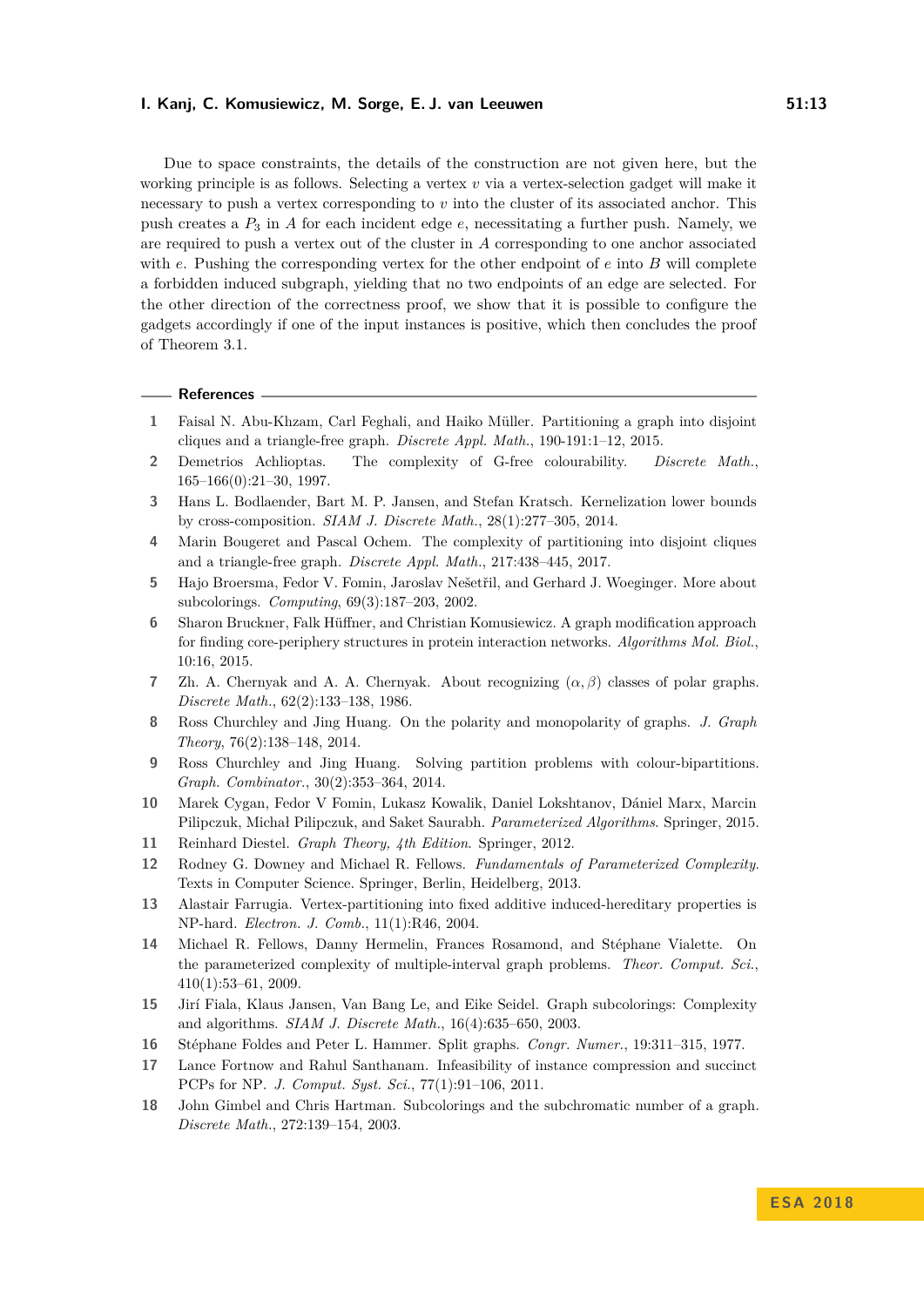Due to space constraints, the details of the construction are not given here, but the working principle is as follows. Selecting a vertex $v$ via a vertex-selection gadget will make it necessary to push a vertex corresponding to $v$ into the cluster of its associated anchor. This push creates a $P_3$ in $A$ for each incident edge $e$, necessitating a further push. Namely, we are required to push a vertex out of the cluster in $A$ corresponding to one anchor associated with $e$. Pushing the corresponding vertex for the other endpoint of $e$ into $B$ will complete a forbidden induced subgraph, yielding that no two endpoints of an edge are selected. For the other direction of the correctness proof, we show that it is possible to configure the gadgets accordingly if one of the input instances is positive, which then concludes the proof of Theorem 3.1.

## References

1. Faisal N. Abu-Khzam, Carl Feghali, and Haiko Müller. Partitioning a graph into disjoint cliques and a triangle-free graph. *Discrete Appl. Math.*, 190-191:1–12, 2015.
2. Demetrios Achlioptas. The complexity of G-free colourability. *Discrete Math.*, 165–166(0):21–30, 1997.
3. Hans L. Bodlaender, Bart M. P. Jansen, and Stefan Kratsch. Kernelization lower bounds by cross-composition. *SIAM J. Discrete Math.*, 28(1):277–305, 2014.
4. Marin Bougeret and Pascal Ochem. The complexity of partitioning into disjoint cliques and a triangle-free graph. *Discrete Appl. Math.*, 217:438–445, 2017.
5. Hajo Broersma, Fedor V. Fomin, Jaroslav Nešetřil, and Gerhard J. Woeginger. More about subcolorings. *Computing*, 69(3):187–203, 2002.
6. Sharon Bruckner, Falk Hüffner, and Christian Komusiewicz. A graph modification approach for finding core-periphery structures in protein interaction networks. *Algorithms Mol. Biol.*, 10:16, 2015.
7. Zh. A. Chernyak and A. A. Chernyak. About recognizing $(\alpha, \beta)$ classes of polar graphs. *Discrete Math.*, 62(2):133–138, 1986.
8. Ross Churchley and Jing Huang. On the polarity and monopolarity of graphs. *J. Graph Theory*, 76(2):138–148, 2014.
9. Ross Churchley and Jing Huang. Solving partition problems with colour-bipartitions. *Graph. Combinator.*, 30(2):353–364, 2014.
10. Marek Cygan, Fedor V Fomin, Lukasz Kowalik, Daniel Lokshtanov, Dániel Marx, Marcin Pilipczuk, Michał Pilipczuk, and Saket Saurabh. *Parameterized Algorithms*. Springer, 2015.
11. Reinhard Diestel. *Graph Theory, 4th Edition*. Springer, 2012.
12. Rodney G. Downey and Michael R. Fellows. *Fundamentals of Parameterized Complexity*. Texts in Computer Science. Springer, Berlin, Heidelberg, 2013.
13. Alastair Farrugia. Vertex-partitioning into fixed additive induced-hereditary properties is NP-hard. *Electron. J. Comb.*, 11(1):R46, 2004.
14. Michael R. Fellows, Danny Hermelin, Frances Rosamond, and Stéphane Vialette. On the parameterized complexity of multiple-interval graph problems. *Theor. Comput. Sci.*, 410(1):53–61, 2009.
15. Jirí Fiala, Klaus Jansen, Van Bang Le, and Eike Seidel. Graph subcolorings: Complexity and algorithms. *SIAM J. Discrete Math.*, 16(4):635–650, 2003.
16. Stéphane Foldes and Peter L. Hammer. Split graphs. *Congr. Numer.*, 19:311–315, 1977.
17. Lance Fortnow and Rahul Santhanam. Infeasibility of instance compression and succinct PCPs for NP. *J. Comput. Syst. Sci.*, 77(1):91–106, 2011.
18. John Gimbel and Chris Hartman. Subcolorings and the subchromatic number of a graph. *Discrete Math.*, 272:139–154, 2003.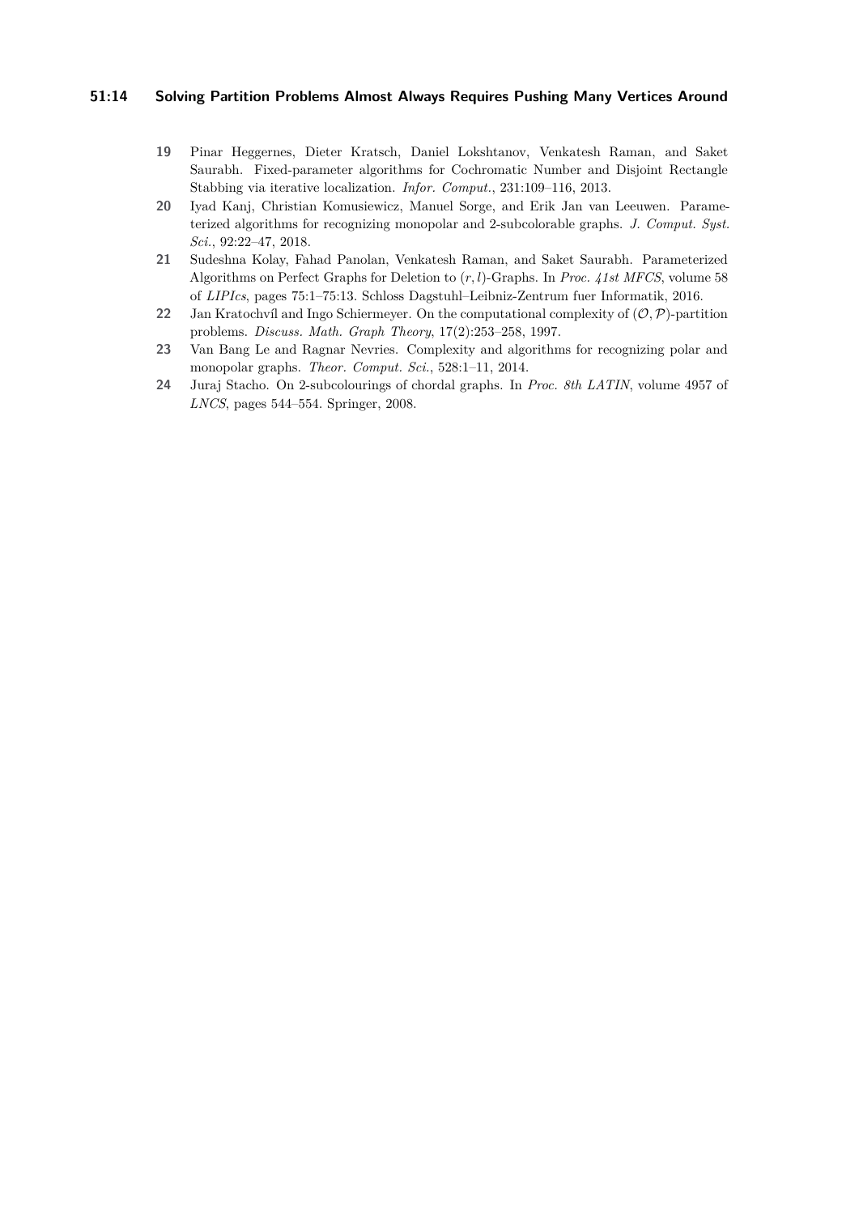19 Pinar Heggernes, Dieter Kratsch, Daniel Lokshtanov, Venkatesh Raman, and Saket Saurabh. Fixed-parameter algorithms for Cochromatic Number and Disjoint Rectangle Stabbing via iterative localization. *Infor. Comput.*, 231:109–116, 2013.

20 Iyad Kanj, Christian Komusiewicz, Manuel Sorge, and Erik Jan van Leeuwen. Parameterized algorithms for recognizing monopolar and 2-subcolorable graphs. *J. Comput. Syst. Sci.*, 92:22–47, 2018.

21 Sudeshna Kolay, Fahad Panolan, Venkatesh Raman, and Saket Saurabh. Parameterized Algorithms on Perfect Graphs for Deletion to $(r, l)$-Graphs. In *Proc. 41st MFCS*, volume 58 of *LIPIcs*, pages 75:1–75:13. Schloss Dagstuhl–Leibniz-Zentrum fuer Informatik, 2016.

22 Jan Kratochvíl and Ingo Schiermeyer. On the computational complexity of $(\mathcal{O}, \mathcal{P})$-partition problems. *Discuss. Math. Graph Theory*, 17(2):253–258, 1997.

23 Van Bang Le and Ragnar Nevries. Complexity and algorithms for recognizing polar and monopolar graphs. *Theor. Comput. Sci.*, 528:1–11, 2014.

24 Juraj Stacho. On 2-subcolourings of chordal graphs. In *Proc. 8th LATIN*, volume 4957 of *LNCS*, pages 544–554. Springer, 2008.